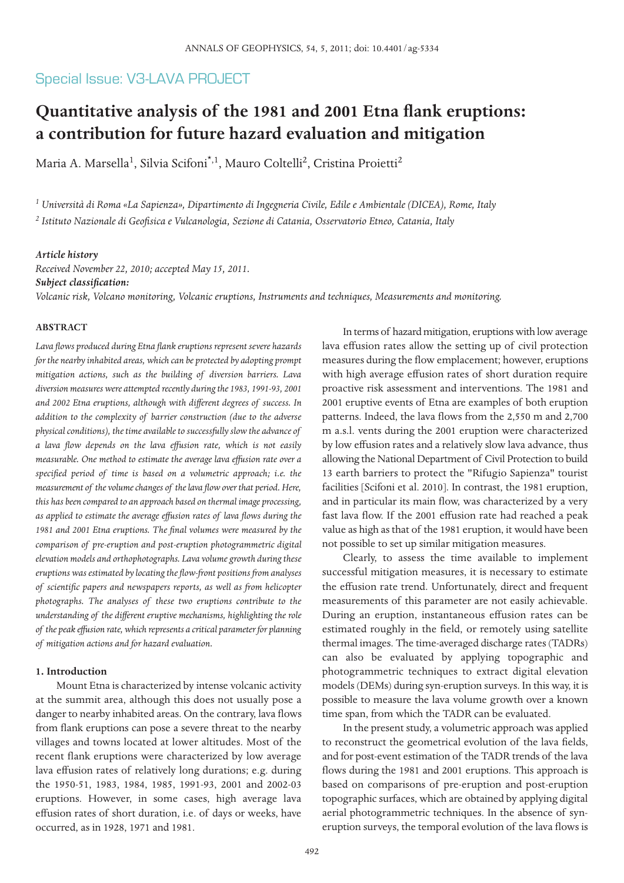Special Issue: V3-LAVA PROJECT

# Quantitative analysis of the 1981 and 2001 Etna flank eruptions: a contribution for future hazard evaluation and mitigation

Maria A. Marsella[1], Silvia Scifoni[*,1], Mauro Coltelli[2], Cristina Proietti[2]

[1] *Università di Roma «La Sapienza», Dipartimento di Ingegneria Civile, Edile e Ambientale (DICEA), Rome, Italy*

[2] *Istituto Nazionale di Geofisica e Vulcanologia, Sezione di Catania, Osservatorio Etneo, Catania, Italy*

***Article history***

*Received November 22, 2010; accepted May 15, 2011.*

***Subject classification:***

*Volcanic risk, Volcano monitoring, Volcanic eruptions, Instruments and techniques, Measurements and monitoring.*

## ABSTRACT

*Lava flows produced during Etna flank eruptions represent severe hazards for the nearby inhabited areas, which can be protected by adopting prompt mitigation actions, such as the building of diversion barriers. Lava diversion measures were attempted recently during the 1983, 1991-93, 2001 and 2002 Etna eruptions, although with different degrees of success. In addition to the complexity of barrier construction (due to the adverse physical conditions), the time available to successfully slow the advance of a lava flow depends on the lava effusion rate, which is not easily measurable. One method to estimate the average lava effusion rate over a specified period of time is based on a volumetric approach; i.e. the measurement of the volume changes of the lava flow over that period. Here, this has been compared to an approach based on thermal image processing, as applied to estimate the average effusion rates of lava flows during the 1981 and 2001 Etna eruptions. The final volumes were measured by the comparison of pre-eruption and post-eruption photogrammetric digital elevation models and orthophotographs. Lava volume growth during these eruptions was estimated by locating the flow-front positions from analyses of scientific papers and newspapers reports, as well as from helicopter photographs. The analyses of these two eruptions contribute to the understanding of the different eruptive mechanisms, highlighting the role of the peak effusion rate, which represents a critical parameter for planning of mitigation actions and for hazard evaluation.*

## 1. Introduction

Mount Etna is characterized by intense volcanic activity at the summit area, although this does not usually pose a danger to nearby inhabited areas. On the contrary, lava flows from flank eruptions can pose a severe threat to the nearby villages and towns located at lower altitudes. Most of the recent flank eruptions were characterized by low average lava effusion rates of relatively long durations; e.g. during the 1950-51, 1983, 1984, 1985, 1991-93, 2001 and 2002-03 eruptions. However, in some cases, high average lava effusion rates of short duration, i.e. of days or weeks, have occurred, as in 1928, 1971 and 1981.

In terms of hazard mitigation, eruptions with low average lava effusion rates allow the setting up of civil protection measures during the flow emplacement; however, eruptions with high average effusion rates of short duration require proactive risk assessment and interventions. The 1981 and 2001 eruptive events of Etna are examples of both eruption patterns. Indeed, the lava flows from the 2,550 m and 2,700 m a.s.l. vents during the 2001 eruption were characterized by low effusion rates and a relatively slow lava advance, thus allowing the National Department of Civil Protection to build 13 earth barriers to protect the "Rifugio Sapienza" tourist facilities [Scifoni et al. 2010]. In contrast, the 1981 eruption, and in particular its main flow, was characterized by a very fast lava flow. If the 2001 effusion rate had reached a peak value as high as that of the 1981 eruption, it would have been not possible to set up similar mitigation measures.

Clearly, to assess the time available to implement successful mitigation measures, it is necessary to estimate the effusion rate trend. Unfortunately, direct and frequent measurements of this parameter are not easily achievable. During an eruption, instantaneous effusion rates can be estimated roughly in the field, or remotely using satellite thermal images. The time-averaged discharge rates (TADRs) can also be evaluated by applying topographic and photogrammetric techniques to extract digital elevation models (DEMs) during syn-eruption surveys. In this way, it is possible to measure the lava volume growth over a known time span, from which the TADR can be evaluated.

In the present study, a volumetric approach was applied to reconstruct the geometrical evolution of the lava fields, and for post-event estimation of the TADR trends of the lava flows during the 1981 and 2001 eruptions. This approach is based on comparisons of pre-eruption and post-eruption topographic surfaces, which are obtained by applying digital aerial photogrammetric techniques. In the absence of syn-eruption surveys, the temporal evolution of the lava flows is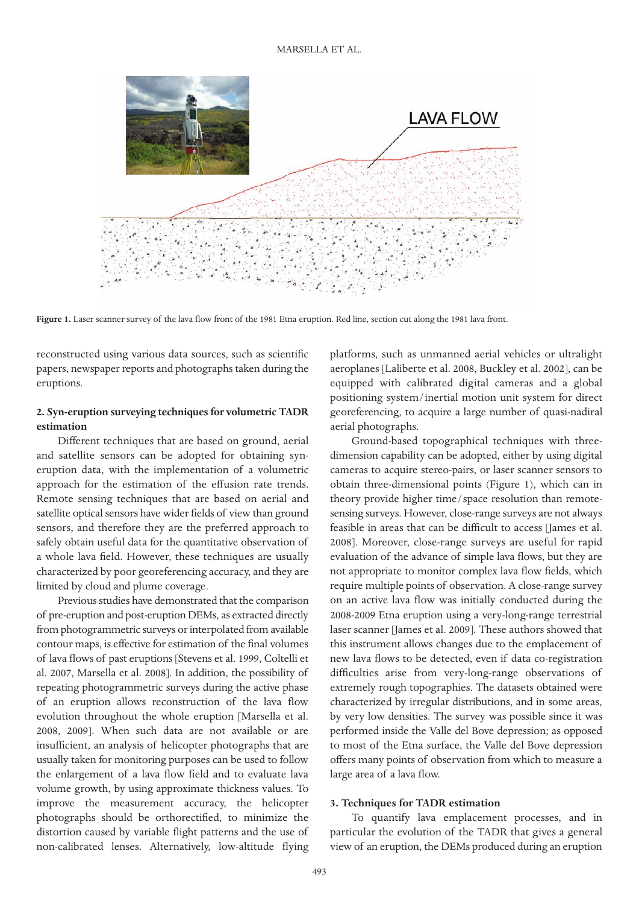Figure 1. Laser scanner survey of the lava flow front of the 1981 Etna eruption. Red line, section cut along the 1981 lava front.

reconstructed using various data sources, such as scientific papers, newspaper reports and photographs taken during the eruptions.

## 2. Syn-eruption surveying techniques for volumetric TADR estimation

Different techniques that are based on ground, aerial and satellite sensors can be adopted for obtaining syn-eruption data, with the implementation of a volumetric approach for the estimation of the effusion rate trends. Remote sensing techniques that are based on aerial and satellite optical sensors have wider fields of view than ground sensors, and therefore they are the preferred approach to safely obtain useful data for the quantitative observation of a whole lava field. However, these techniques are usually characterized by poor georeferencing accuracy, and they are limited by cloud and plume coverage.

Previous studies have demonstrated that the comparison of pre-eruption and post-eruption DEMs, as extracted directly from photogrammetric surveys or interpolated from available contour maps, is effective for estimation of the final volumes of lava flows of past eruptions [Stevens et al. 1999, Coltelli et al. 2007, Marsella et al. 2008]. In addition, the possibility of repeating photogrammetric surveys during the active phase of an eruption allows reconstruction of the lava flow evolution throughout the whole eruption [Marsella et al. 2008, 2009]. When such data are not available or are insufficient, an analysis of helicopter photographs that are usually taken for monitoring purposes can be used to follow the enlargement of a lava flow field and to evaluate lava volume growth, by using approximate thickness values. To improve the measurement accuracy, the helicopter photographs should be orthorectified, to minimize the distortion caused by variable flight patterns and the use of non-calibrated lenses. Alternatively, low-altitude flying platforms, such as unmanned aerial vehicles or ultralight aeroplanes [Laliberte et al. 2008, Buckley et al. 2002], can be equipped with calibrated digital cameras and a global positioning system/inertial motion unit system for direct georeferencing, to acquire a large number of quasi-nadiral aerial photographs.

Ground-based topographical techniques with three-dimension capability can be adopted, either by using digital cameras to acquire stereo-pairs, or laser scanner sensors to obtain three-dimensional points (Figure 1), which can in theory provide higher time/space resolution than remote-sensing surveys. However, close-range surveys are not always feasible in areas that can be difficult to access [James et al. 2008]. Moreover, close-range surveys are useful for rapid evaluation of the advance of simple lava flows, but they are not appropriate to monitor complex lava flow fields, which require multiple points of observation. A close-range survey on an active lava flow was initially conducted during the 2008-2009 Etna eruption using a very-long-range terrestrial laser scanner [James et al. 2009]. These authors showed that this instrument allows changes due to the emplacement of new lava flows to be detected, even if data co-registration difficulties arise from very-long-range observations of extremely rough topographies. The datasets obtained were characterized by irregular distributions, and in some areas, by very low densities. The survey was possible since it was performed inside the Valle del Bove depression; as opposed to most of the Etna surface, the Valle del Bove depression offers many points of observation from which to measure a large area of a lava flow.

## 3. Techniques for TADR estimation

To quantify lava emplacement processes, and in particular the evolution of the TADR that gives a general view of an eruption, the DEMs produced during an eruption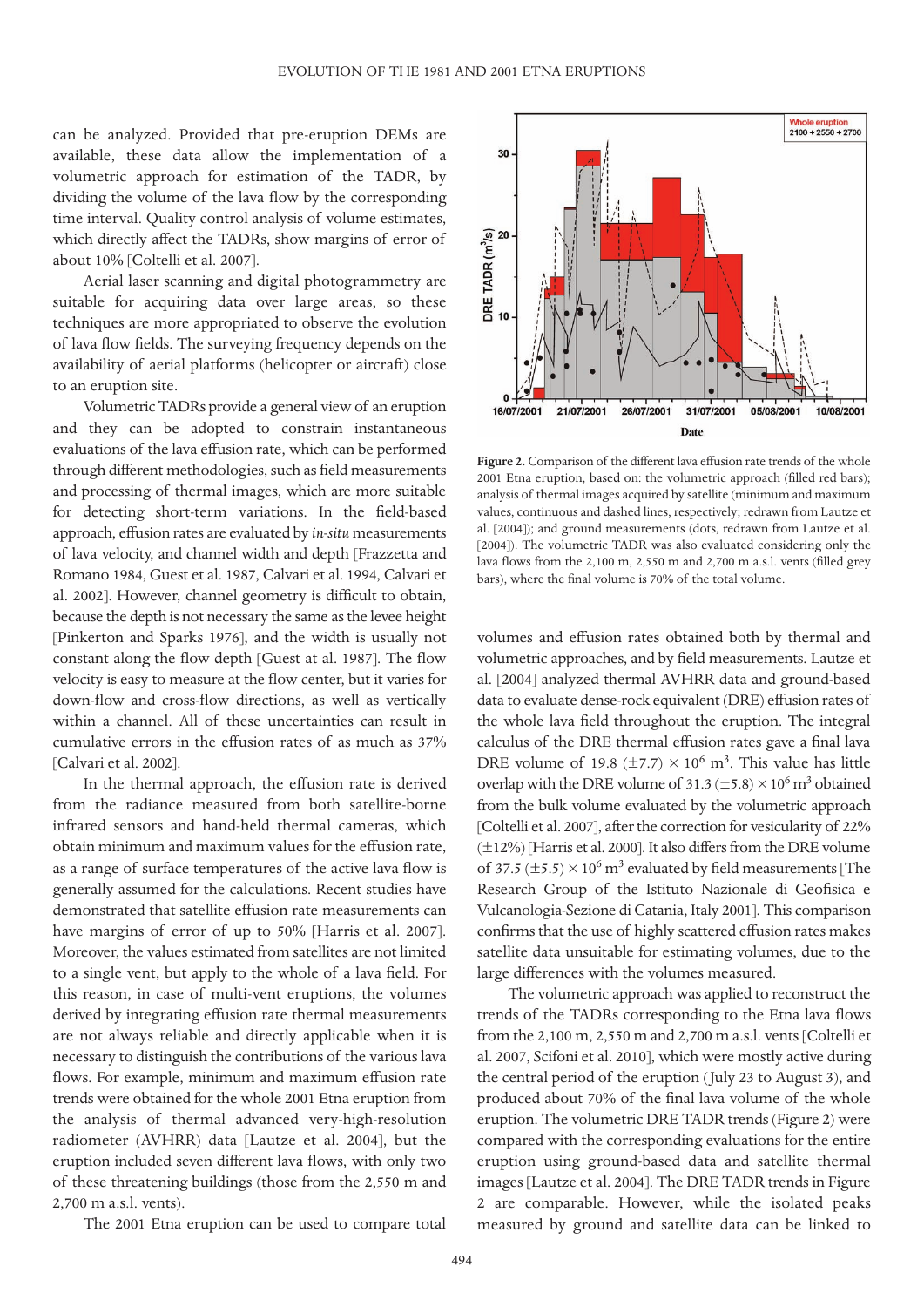can be analyzed. Provided that pre-eruption DEMs are available, these data allow the implementation of a volumetric approach for estimation of the TADR, by dividing the volume of the lava flow by the corresponding time interval. Quality control analysis of volume estimates, which directly affect the TADRs, show margins of error of about 10% [Coltelli et al. 2007].

Aerial laser scanning and digital photogrammetry are suitable for acquiring data over large areas, so these techniques are more appropriated to observe the evolution of lava flow fields. The surveying frequency depends on the availability of aerial platforms (helicopter or aircraft) close to an eruption site.

Volumetric TADRs provide a general view of an eruption and they can be adopted to constrain instantaneous evaluations of the lava effusion rate, which can be performed through different methodologies, such as field measurements and processing of thermal images, which are more suitable for detecting short-term variations. In the field-based approach, effusion rates are evaluated by *in-situ* measurements of lava velocity, and channel width and depth [Frazzetta and Romano 1984, Guest et al. 1987, Calvari et al. 1994, Calvari et al. 2002]. However, channel geometry is difficult to obtain, because the depth is not necessary the same as the levee height [Pinkerton and Sparks 1976], and the width is usually not constant along the flow depth [Guest at al. 1987]. The flow velocity is easy to measure at the flow center, but it varies for down-flow and cross-flow directions, as well as vertically within a channel. All of these uncertainties can result in cumulative errors in the effusion rates of as much as 37% [Calvari et al. 2002].

In the thermal approach, the effusion rate is derived from the radiance measured from both satellite-borne infrared sensors and hand-held thermal cameras, which obtain minimum and maximum values for the effusion rate, as a range of surface temperatures of the active lava flow is generally assumed for the calculations. Recent studies have demonstrated that satellite effusion rate measurements can have margins of error of up to 50% [Harris et al. 2007]. Moreover, the values estimated from satellites are not limited to a single vent, but apply to the whole of a lava field. For this reason, in case of multi-vent eruptions, the volumes derived by integrating effusion rate thermal measurements are not always reliable and directly applicable when it is necessary to distinguish the contributions of the various lava flows. For example, minimum and maximum effusion rate trends were obtained for the whole 2001 Etna eruption from the analysis of thermal advanced very-high-resolution radiometer (AVHRR) data [Lautze et al. 2004], but the eruption included seven different lava flows, with only two of these threatening buildings (those from the 2,550 m and 2,700 m a.s.l. vents).

The 2001 Etna eruption can be used to compare total volumes and effusion rates obtained both by thermal and volumetric approaches, and by field measurements. Lautze et al. [2004] analyzed thermal AVHRR data and ground-based data to evaluate dense-rock equivalent (DRE) effusion rates of the whole lava field throughout the eruption. The integral calculus of the DRE thermal effusion rates gave a final lava DRE volume of 19.8 ($\pm$7.7) $\times$ $10^6$ m$^3$. This value has little overlap with the DRE volume of 31.3 ($\pm$5.8) $\times$ $10^6$ m$^3$ obtained from the bulk volume evaluated by the volumetric approach [Coltelli et al. 2007], after the correction for vesicularity of 22% ($\pm$12%) [Harris et al. 2000]. It also differs from the DRE volume of 37.5 ($\pm$5.5) $\times$ $10^6$ m$^3$ evaluated by field measurements [The Research Group of the Istituto Nazionale di Geofisica e Vulcanologia-Sezione di Catania, Italy 2001]. This comparison confirms that the use of highly scattered effusion rates makes satellite data unsuitable for estimating volumes, due to the large differences with the volumes measured.

**Figure 2.** Comparison of the different lava effusion rate trends of the whole 2001 Etna eruption, based on: the volumetric approach (filled red bars); analysis of thermal images acquired by satellite (minimum and maximum values, continuous and dashed lines, respectively; redrawn from Lautze et al. [2004]); and ground measurements (dots, redrawn from Lautze et al. [2004]). The volumetric TADR was also evaluated considering only the lava flows from the 2,100 m, 2,550 m and 2,700 m a.s.l. vents (filled grey bars), where the final volume is 70% of the total volume.

The volumetric approach was applied to reconstruct the trends of the TADRs corresponding to the Etna lava flows from the 2,100 m, 2,550 m and 2,700 m a.s.l. vents [Coltelli et al. 2007, Scifoni et al. 2010], which were mostly active during the central period of the eruption (July 23 to August 3), and produced about 70% of the final lava volume of the whole eruption. The volumetric DRE TADR trends (Figure 2) were compared with the corresponding evaluations for the entire eruption using ground-based data and satellite thermal images [Lautze et al. 2004]. The DRE TADR trends in Figure 2 are comparable. However, while the isolated peaks measured by ground and satellite data can be linked to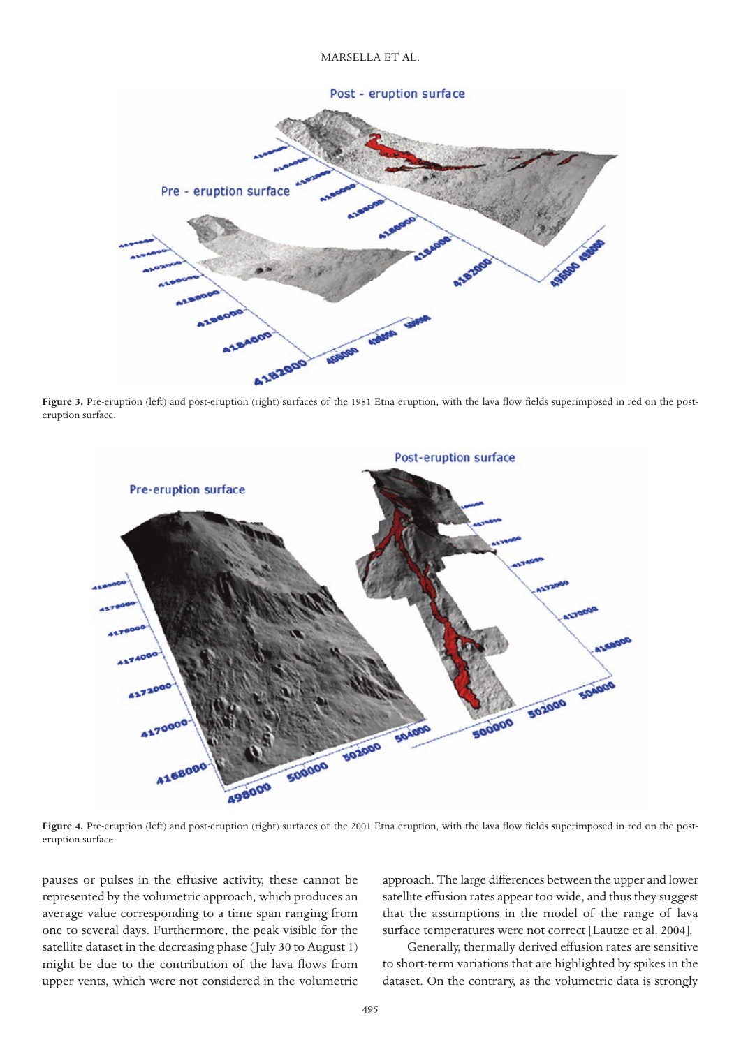**Figure 3.** Pre-eruption (left) and post-eruption (right) surfaces of the 1981 Etna eruption, with the lava flow fields superimposed in red on the post-eruption surface.

**Figure 4.** Pre-eruption (left) and post-eruption (right) surfaces of the 2001 Etna eruption, with the lava flow fields superimposed in red on the post-eruption surface.

pauses or pulses in the effusive activity, these cannot be represented by the volumetric approach, which produces an average value corresponding to a time span ranging from one to several days. Furthermore, the peak visible for the satellite dataset in the decreasing phase (July 30 to August 1) might be due to the contribution of the lava flows from upper vents, which were not considered in the volumetric approach. The large differences between the upper and lower satellite effusion rates appear too wide, and thus they suggest that the assumptions in the model of the range of lava surface temperatures were not correct [Lautze et al. 2004].

Generally, thermally derived effusion rates are sensitive to short-term variations that are highlighted by spikes in the dataset. On the contrary, as the volumetric data is strongly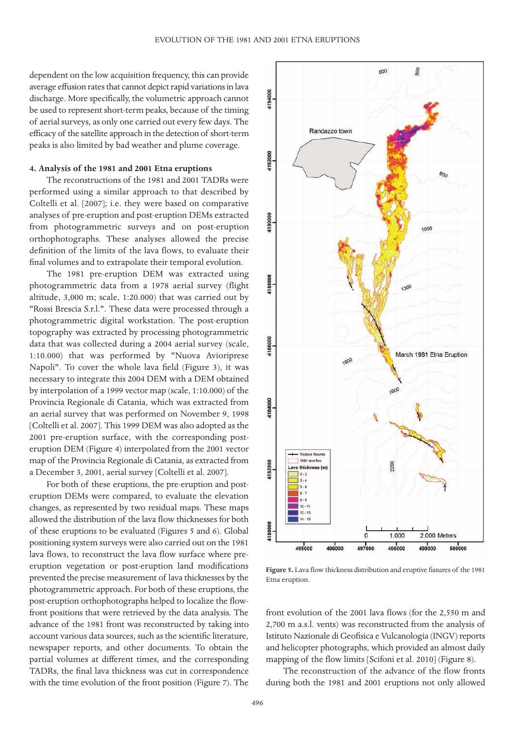dependent on the low acquisition frequency, this can provide average effusion rates that cannot depict rapid variations in lava discharge. More specifically, the volumetric approach cannot be used to represent short-term peaks, because of the timing of aerial surveys, as only one carried out every few days. The efficacy of the satellite approach in the detection of short-term peaks is also limited by bad weather and plume coverage.

#### 4. Analysis of the 1981 and 2001 Etna eruptions

The reconstructions of the 1981 and 2001 TADRs were performed using a similar approach to that described by Coltelli et al. [2007]; i.e. they were based on comparative analyses of pre-eruption and post-eruption DEMs extracted from photogrammetric surveys and on post-eruption orthophotographs. These analyses allowed the precise definition of the limits of the lava flows, to evaluate their final volumes and to extrapolate their temporal evolution.

The 1981 pre-eruption DEM was extracted using photogrammetric data from a 1978 aerial survey (flight altitude, 3,000 m; scale, 1:20.000) that was carried out by "Rossi Brescia S.r.l.". These data were processed through a photogrammetric digital workstation. The post-eruption topography was extracted by processing photogrammetric data that was collected during a 2004 aerial survey (scale, 1:10.000) that was performed by "Nuova Avioriprese Napoli". To cover the whole lava field (Figure 3), it was necessary to integrate this 2004 DEM with a DEM obtained by interpolation of a 1999 vector map (scale, 1:10.000) of the Provincia Regionale di Catania, which was extracted from an aerial survey that was performed on November 9, 1998 [Coltelli et al. 2007]. This 1999 DEM was also adopted as the 2001 pre-eruption surface, with the corresponding post-eruption DEM (Figure 4) interpolated from the 2001 vector map of the Provincia Regionale di Catania, as extracted from a December 3, 2001, aerial survey [Coltelli et al. 2007].

For both of these eruptions, the pre-eruption and post-eruption DEMs were compared, to evaluate the elevation changes, as represented by two residual maps. These maps allowed the distribution of the lava flow thicknesses for both of these eruptions to be evaluated (Figures 5 and 6). Global positioning system surveys were also carried out on the 1981 lava flows, to reconstruct the lava flow surface where pre-eruption vegetation or post-eruption land modifications prevented the precise measurement of lava thicknesses by the photogrammetric approach. For both of these eruptions, the post-eruption orthophotographs helped to localize the flow-front positions that were retrieved by the data analysis. The advance of the 1981 front was reconstructed by taking into account various data sources, such as the scientific literature, newspaper reports, and other documents. To obtain the partial volumes at different times, and the corresponding TADRs, the final lava thickness was cut in correspondence with the time evolution of the front position (Figure 7). The front evolution of the 2001 lava flows (for the 2,550 m and 2,700 m a.s.l. vents) was reconstructed from the analysis of Istituto Nazionale di Geofisica e Vulcanologia (INGV) reports and helicopter photographs, which provided an almost daily mapping of the flow limits [Scifoni et al. 2010] (Figure 8).

The reconstruction of the advance of the flow fronts during both the 1981 and 2001 eruptions not only allowed

**Figure 5.** Lava flow thickness distribution and eruptive fissures of the 1981 Etna eruption.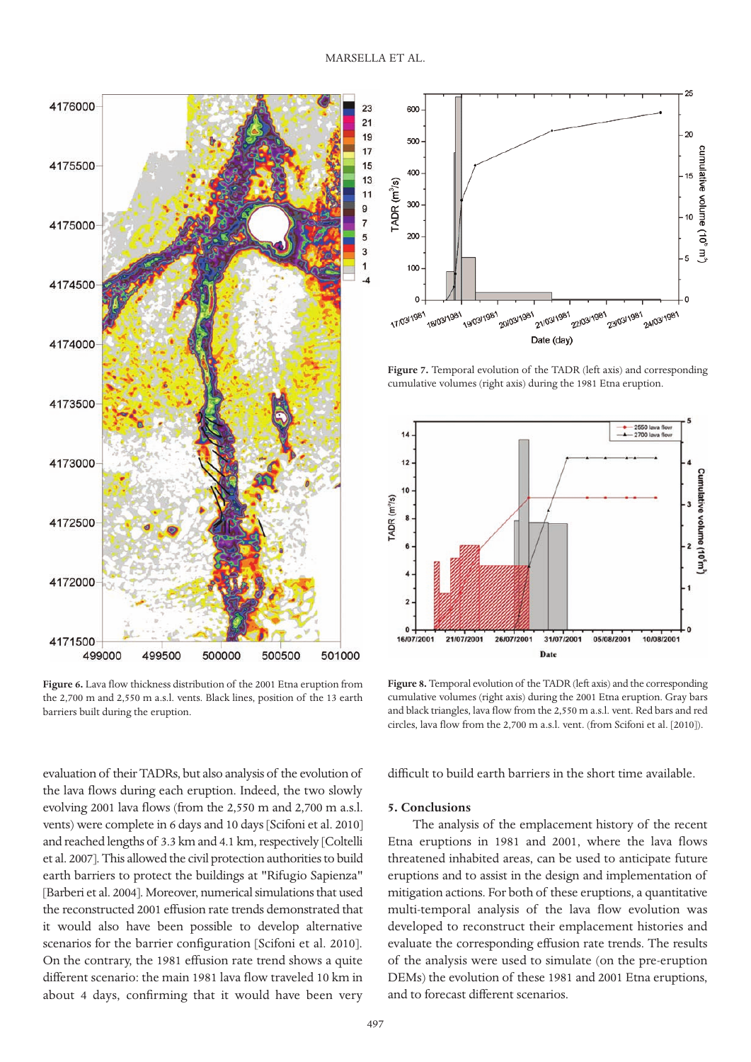Figure 6. Lava flow thickness distribution of the 2001 Etna eruption from the 2,700 m and 2,550 m a.s.l. vents. Black lines, position of the 13 earth barriers built during the eruption.

Figure 7. Temporal evolution of the TADR (left axis) and corresponding cumulative volumes (right axis) during the 1981 Etna eruption.

Figure 8. Temporal evolution of the TADR (left axis) and the corresponding cumulative volumes (right axis) during the 2001 Etna eruption. Gray bars and black triangles, lava flow from the 2,550 m a.s.l. vent. Red bars and red circles, lava flow from the 2,700 m a.s.l. vent. (from Scifoni et al. [2010]).

evaluation of their TADRs, but also analysis of the evolution of the lava flows during each eruption. Indeed, the two slowly evolving 2001 lava flows (from the 2,550 m and 2,700 m a.s.l. vents) were complete in 6 days and 10 days [Scifoni et al. 2010] and reached lengths of 3.3 km and 4.1 km, respectively [Coltelli et al. 2007]. This allowed the civil protection authorities to build earth barriers to protect the buildings at "Rifugio Sapienza" [Barberi et al. 2004]. Moreover, numerical simulations that used the reconstructed 2001 effusion rate trends demonstrated that it would also have been possible to develop alternative scenarios for the barrier configuration [Scifoni et al. 2010]. On the contrary, the 1981 effusion rate trend shows a quite different scenario: the main 1981 lava flow traveled 10 km in about 4 days, confirming that it would have been very difficult to build earth barriers in the short time available.

## 5. Conclusions

The analysis of the emplacement history of the recent Etna eruptions in 1981 and 2001, where the lava flows threatened inhabited areas, can be used to anticipate future eruptions and to assist in the design and implementation of mitigation actions. For both of these eruptions, a quantitative multi-temporal analysis of the lava flow evolution was developed to reconstruct their emplacement histories and evaluate the corresponding effusion rate trends. The results of the analysis were used to simulate (on the pre-eruption DEMs) the evolution of these 1981 and 2001 Etna eruptions, and to forecast different scenarios.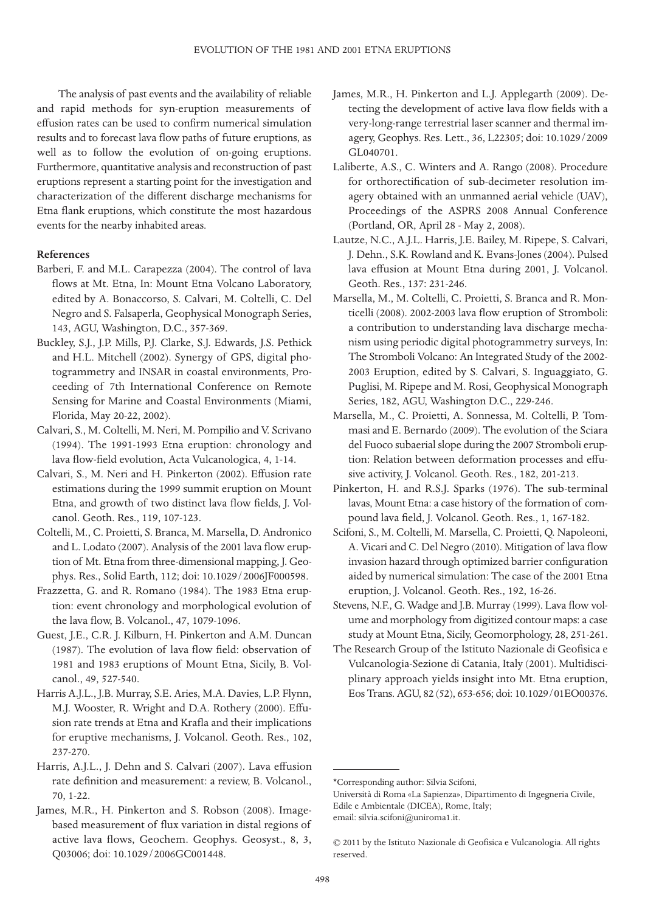The analysis of past events and the availability of reliable and rapid methods for syn-eruption measurements of effusion rates can be used to confirm numerical simulation results and to forecast lava flow paths of future eruptions, as well as to follow the evolution of on-going eruptions. Furthermore, quantitative analysis and reconstruction of past eruptions represent a starting point for the investigation and characterization of the different discharge mechanisms for Etna flank eruptions, which constitute the most hazardous events for the nearby inhabited areas.

**References**

Barberi, F. and M.L. Carapezza (2004). The control of lava flows at Mt. Etna, In: Mount Etna Volcano Laboratory, edited by A. Bonaccorso, S. Calvari, M. Coltelli, C. Del Negro and S. Falsaperla, Geophysical Monograph Series, 143, AGU, Washington, D.C., 357-369.

Buckley, S.J., J.P. Mills, P.J. Clarke, S.J. Edwards, J.S. Pethick and H.L. Mitchell (2002). Synergy of GPS, digital photogrammetry and INSAR in coastal environments, Proceeding of 7th International Conference on Remote Sensing for Marine and Coastal Environments (Miami, Florida, May 20-22, 2002).

Calvari, S., M. Coltelli, M. Neri, M. Pompilio and V. Scrivano (1994). The 1991-1993 Etna eruption: chronology and lava flow-field evolution, Acta Vulcanologica, 4, 1-14.

Calvari, S., M. Neri and H. Pinkerton (2002). Effusion rate estimations during the 1999 summit eruption on Mount Etna, and growth of two distinct lava flow fields, J. Volcanol. Geoth. Res., 119, 107-123.

Coltelli, M., C. Proietti, S. Branca, M. Marsella, D. Andronico and L. Lodato (2007). Analysis of the 2001 lava flow eruption of Mt. Etna from three-dimensional mapping, J. Geophys. Res., Solid Earth, 112; doi: 10.1029/2006JF000598.

Frazzetta, G. and R. Romano (1984). The 1983 Etna eruption: event chronology and morphological evolution of the lava flow, B. Volcanol., 47, 1079-1096.

Guest, J.E., C.R. J. Kilburn, H. Pinkerton and A.M. Duncan (1987). The evolution of lava flow field: observation of 1981 and 1983 eruptions of Mount Etna, Sicily, B. Volcanol., 49, 527-540.

Harris A.J.L., J.B. Murray, S.E. Aries, M.A. Davies, L.P. Flynn, M.J. Wooster, R. Wright and D.A. Rothery (2000). Effusion rate trends at Etna and Krafla and their implications for eruptive mechanisms, J. Volcanol. Geoth. Res., 102, 237-270.

Harris, A.J.L., J. Dehn and S. Calvari (2007). Lava effusion rate definition and measurement: a review, B. Volcanol., 70, 1-22.

James, M.R., H. Pinkerton and S. Robson (2008). Image-based measurement of flux variation in distal regions of active lava flows, Geochem. Geophys. Geosyst., 8, 3, Q03006; doi: 10.1029/2006GC001448.

James, M.R., H. Pinkerton and L.J. Applegarth (2009). Detecting the development of active lava flow fields with a very-long-range terrestrial laser scanner and thermal imagery, Geophys. Res. Lett., 36, L22305; doi: 10.1029/2009 GL040701.

Laliberte, A.S., C. Winters and A. Rango (2008). Procedure for orthorectification of sub-decimeter resolution imagery obtained with an unmanned aerial vehicle (UAV), Proceedings of the ASPRS 2008 Annual Conference (Portland, OR, April 28 - May 2, 2008).

Lautze, N.C., A.J.L. Harris, J.E. Bailey, M. Ripepe, S. Calvari, J. Dehn., S.K. Rowland and K. Evans-Jones (2004). Pulsed lava effusion at Mount Etna during 2001, J. Volcanol. Geoth. Res., 137: 231-246.

Marsella, M., M. Coltelli, C. Proietti, S. Branca and R. Monticelli (2008). 2002-2003 lava flow eruption of Stromboli: a contribution to understanding lava discharge mechanism using periodic digital photogrammetry surveys, In: The Stromboli Volcano: An Integrated Study of the 2002-2003 Eruption, edited by S. Calvari, S. Inguaggiato, G. Puglisi, M. Ripepe and M. Rosi, Geophysical Monograph Series, 182, AGU, Washington D.C., 229-246.

Marsella, M., C. Proietti, A. Sonnessa, M. Coltelli, P. Tommasi and E. Bernardo (2009). The evolution of the Sciara del Fuoco subaerial slope during the 2007 Stromboli eruption: Relation between deformation processes and effusive activity, J. Volcanol. Geoth. Res., 182, 201-213.

Pinkerton, H. and R.S.J. Sparks (1976). The sub-terminal lavas, Mount Etna: a case history of the formation of compound lava field, J. Volcanol. Geoth. Res., 1, 167-182.

Scifoni, S., M. Coltelli, M. Marsella, C. Proietti, Q. Napoleoni, A. Vicari and C. Del Negro (2010). Mitigation of lava flow invasion hazard through optimized barrier configuration aided by numerical simulation: The case of the 2001 Etna eruption, J. Volcanol. Geoth. Res., 192, 16-26.

Stevens, N.F., G. Wadge and J.B. Murray (1999). Lava flow volume and morphology from digitized contour maps: a case study at Mount Etna, Sicily, Geomorphology, 28, 251-261.

The Research Group of the Istituto Nazionale di Geofisica e Vulcanologia-Sezione di Catania, Italy (2001). Multidisciplinary approach yields insight into Mt. Etna eruption, Eos Trans. AGU, 82 (52), 653-656; doi: 10.1029/01EO00376.

---

*Corresponding author: Silvia Scifoni,
Università di Roma «La Sapienza», Dipartimento di Ingegneria Civile, Edile e Ambientale (DICEA), Rome, Italy;
email: silvia.scifoni@uniroma1.it.

© 2011 by the Istituto Nazionale di Geofisica e Vulcanologia. All rights reserved.